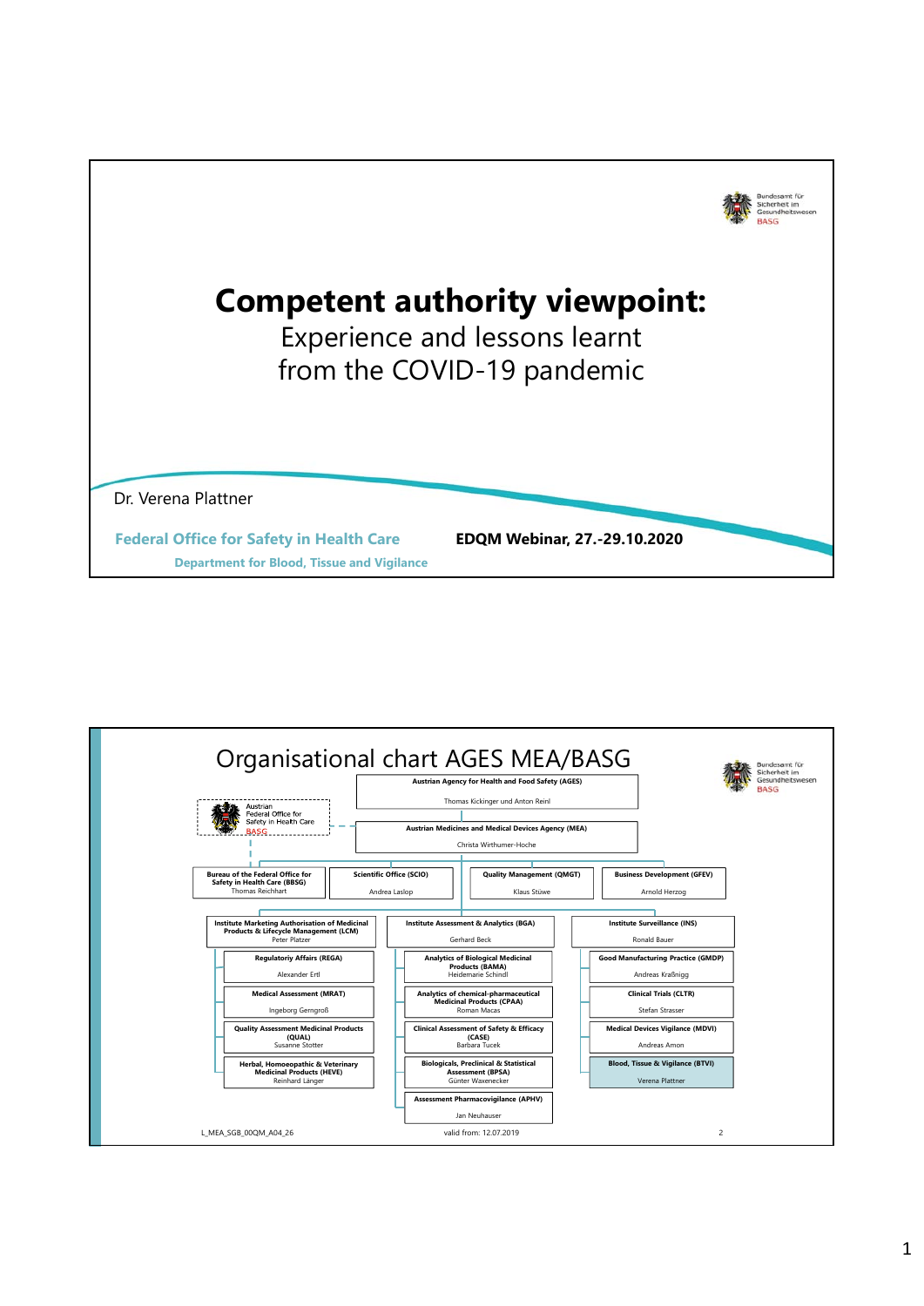# Competent authority viewpoint:

Experience and lessons learnt from the COVID-19 pandemic

Dr. Verena Plattner

**Federal Office for Safety in Health Care**

**Department for Blood, Tissue and Vigilance**

**EDQM Webinar, 27.-29.10.2020**

---

## Organisational chart AGES MEA/BASG

**Austrian Agency for Health and Food Safety (AGES)**
Thomas Kickinger und Anton Reinl

Austrian Federal Office for Safety in Health Care BASG

**Austrian Medicines and Medical Devices Agency (MEA)**
Christa Wirthumer-Hoche

- **Bureau of the Federal Office for Safety in Health Care (BBSG)** – Thomas Reichhart
- **Scientific Office (SCIO)** – Andrea Laslop
- **Quality Management (QMGT)** – Klaus Stüwe
- **Business Development (GFEV)** – Arnold Herzog

**Institute Marketing Authorisation of Medicinal Products & Lifecycle Management (LCM)** – Peter Platzer
- Regulatoriy Affairs (REGA) – Alexander Ertl
- Medical Assessment (MRAT) – Ingeborg Gerngroß
- Quality Assessment Medicinal Products (QUAL) – Susanne Stotter
- Herbal, Homoeopathic & Veterinary Medicinal Products (HEVE) – Reinhard Länger

**Institute Assessment & Analytics (BGA)** – Gerhard Beck
- Analytics of Biological Medicinal Products (BAMA) – Heidemarie Schindl
- Analytics of chemical-pharmaceutical Medicinal Products (CPAA) – Roman Macas
- Clinical Assessment of Safety & Efficacy (CASE) – Barbara Tucek
- Biologicals, Preclinical & Statistical Assessment (BPSA) – Günter Waxenecker
- Assessment Pharmacovigilance (APHV) – Jan Neuhauser

**Institute Surveillance (INS)** – Ronald Bauer
- Good Manufacturing Practice (GMDP) – Andreas Kraßnigg
- Clinical Trials (CLTR) – Stefan Strasser
- Medical Devices Vigilance (MDVI) – Andreas Amon
- Blood, Tissue & Vigilance (BTVI) – Verena Plattner

L_MEA_SGB_00QM_A04_26 valid from: 12.07.2019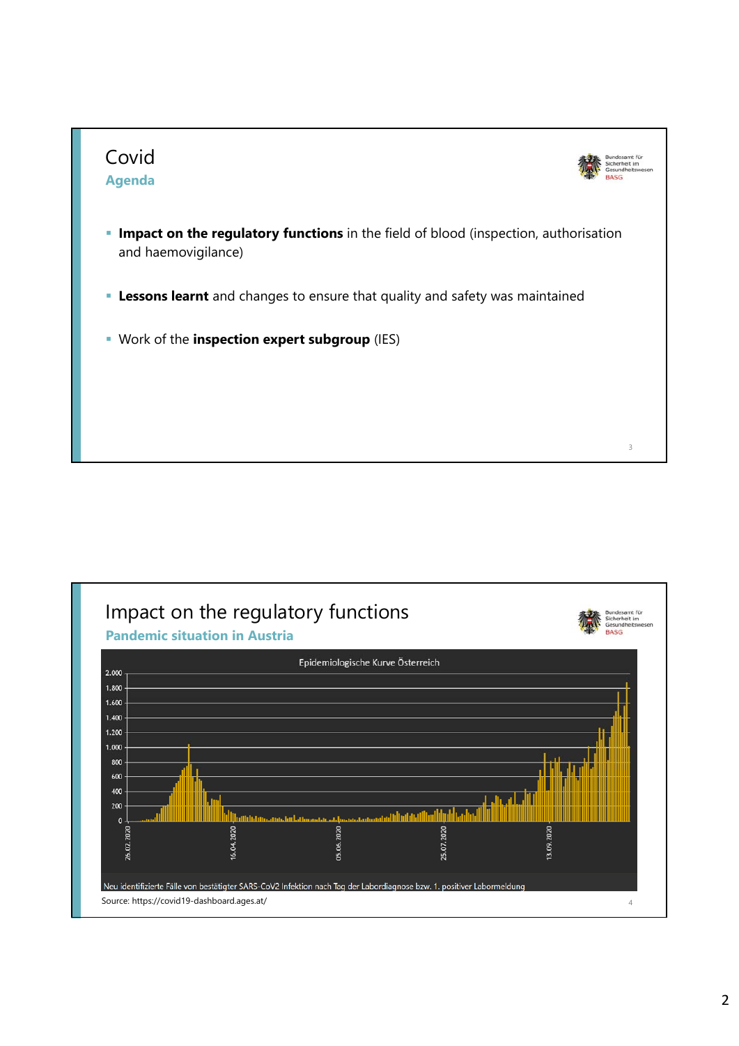# Covid

## Agenda

- **Impact on the regulatory functions** in the field of blood (inspection, authorisation and haemovigilance)
- **Lessons learnt** and changes to ensure that quality and safety was maintained
- Work of the **inspection expert subgroup** (IES)

# Impact on the regulatory functions

## Pandemic situation in Austria

Epidemiologische Kurve Österreich

Neu identifizierte Fälle von bestätigter SARS-CoV2 Infektion nach Tag der Labordiagnose bzw. 1. positiver Labormeldung

Source: https://covid19-dashboard.ages.at/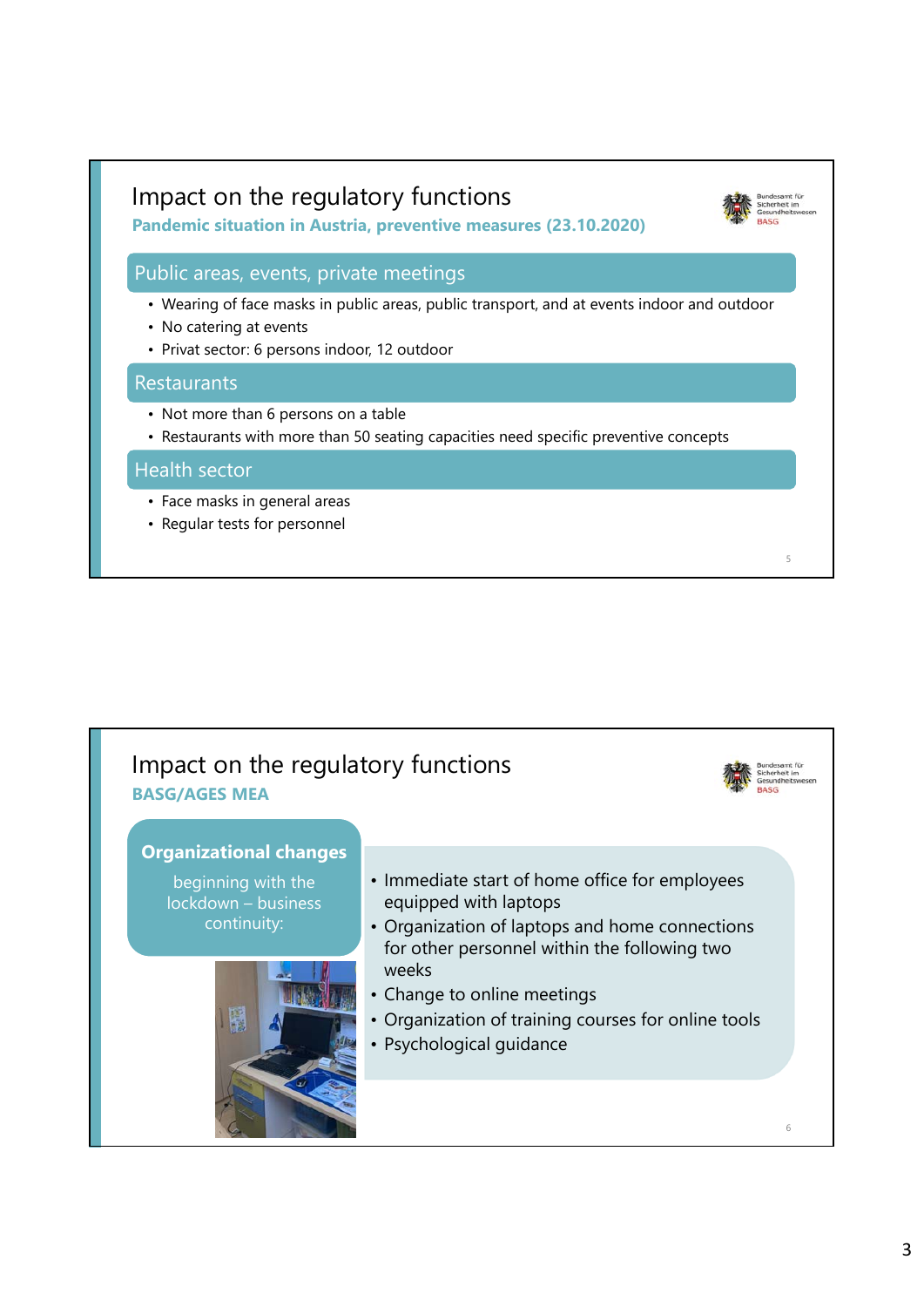## Impact on the regulatory functions

**Pandemic situation in Austria, preventive measures (23.10.2020)**

### Public areas, events, private meetings

- Wearing of face masks in public areas, public transport, and at events indoor and outdoor
- No catering at events
- Privat sector: 6 persons indoor, 12 outdoor

### Restaurants

- Not more than 6 persons on a table
- Restaurants with more than 50 seating capacities need specific preventive concepts

### Health sector

- Face masks in general areas
- Regular tests for personnel

## Impact on the regulatory functions

**BASG/AGES MEA**

**Organizational changes**

beginning with the lockdown – business continuity:

- Immediate start of home office for employees equipped with laptops
- Organization of laptops and home connections for other personnel within the following two weeks
- Change to online meetings
- Organization of training courses for online tools
- Psychological guidance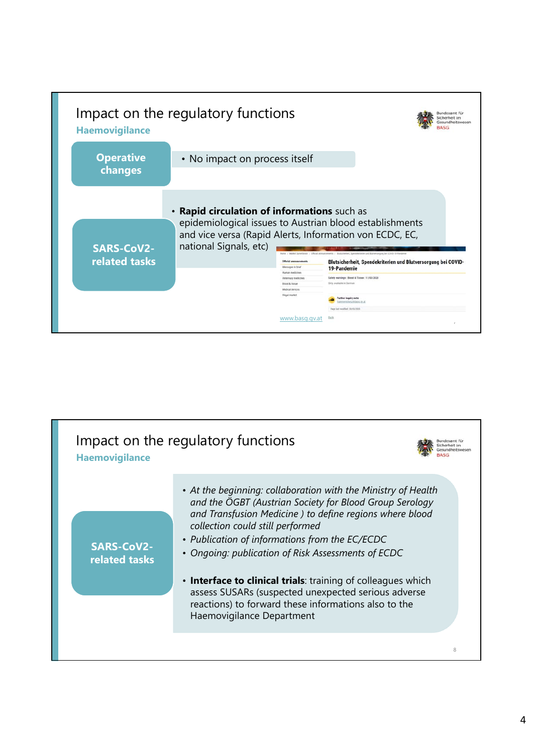## Impact on the regulatory functions

### Haemovigilance

**Operative changes**

- No impact on process itself

**SARS-CoV2-related tasks**

- **Rapid circulation of informations** such as epidemiological issues to Austrian blood establishments and vice versa (Rapid Alerts, Information von ECDC, EC, national Signals, etc)

Blutsicherheit, Spendekriterien und Blutversorgung bei COVID-19-Pandemie

www.basg.gv.at

## Impact on the regulatory functions

### Haemovigilance

**SARS-CoV2-related tasks**

- *At the beginning: collaboration with the Ministry of Health and the ÖGBT (Austrian Society for Blood Group Serology and Transfusion Medicine ) to define regions where blood collection could still performed*
- *Publication of informations from the EC/ECDC*
- *Ongoing: publication of Risk Assessments of ECDC*
- **Interface to clinical trials**: training of colleagues which assess SUSARs (suspected unexpected serious adverse reactions) to forward these informations also to the Haemovigilance Department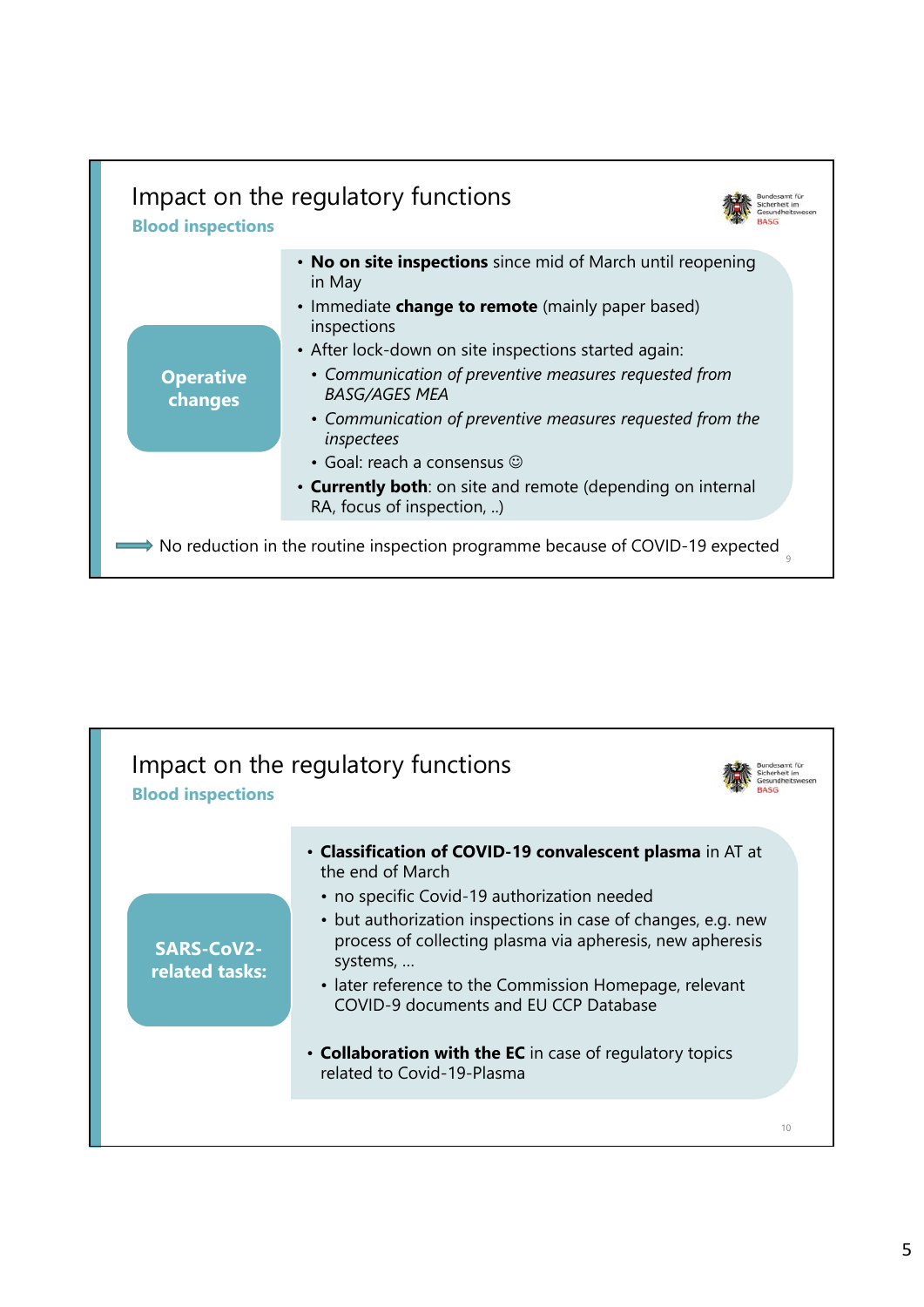## Impact on the regulatory functions

### Blood inspections

**Operative changes**

- **No on site inspections** since mid of March until reopening in May
- Immediate **change to remote** (mainly paper based) inspections
- After lock-down on site inspections started again:
  - *Communication of preventive measures requested from BASG/AGES MEA*
  - *Communication of preventive measures requested from the inspectees*
  - Goal: reach a consensus ☺
- **Currently both**: on site and remote (depending on internal RA, focus of inspection, ..)

⟹ No reduction in the routine inspection programme because of COVID-19 expected

## Impact on the regulatory functions

### Blood inspections

**SARS-CoV2-related tasks:**

- **Classification of COVID-19 convalescent plasma** in AT at the end of March
  - no specific Covid-19 authorization needed
  - but authorization inspections in case of changes, e.g. new process of collecting plasma via apheresis, new apheresis systems, …
  - later reference to the Commission Homepage, relevant COVID-9 documents and EU CCP Database
- **Collaboration with the EC** in case of regulatory topics related to Covid-19-Plasma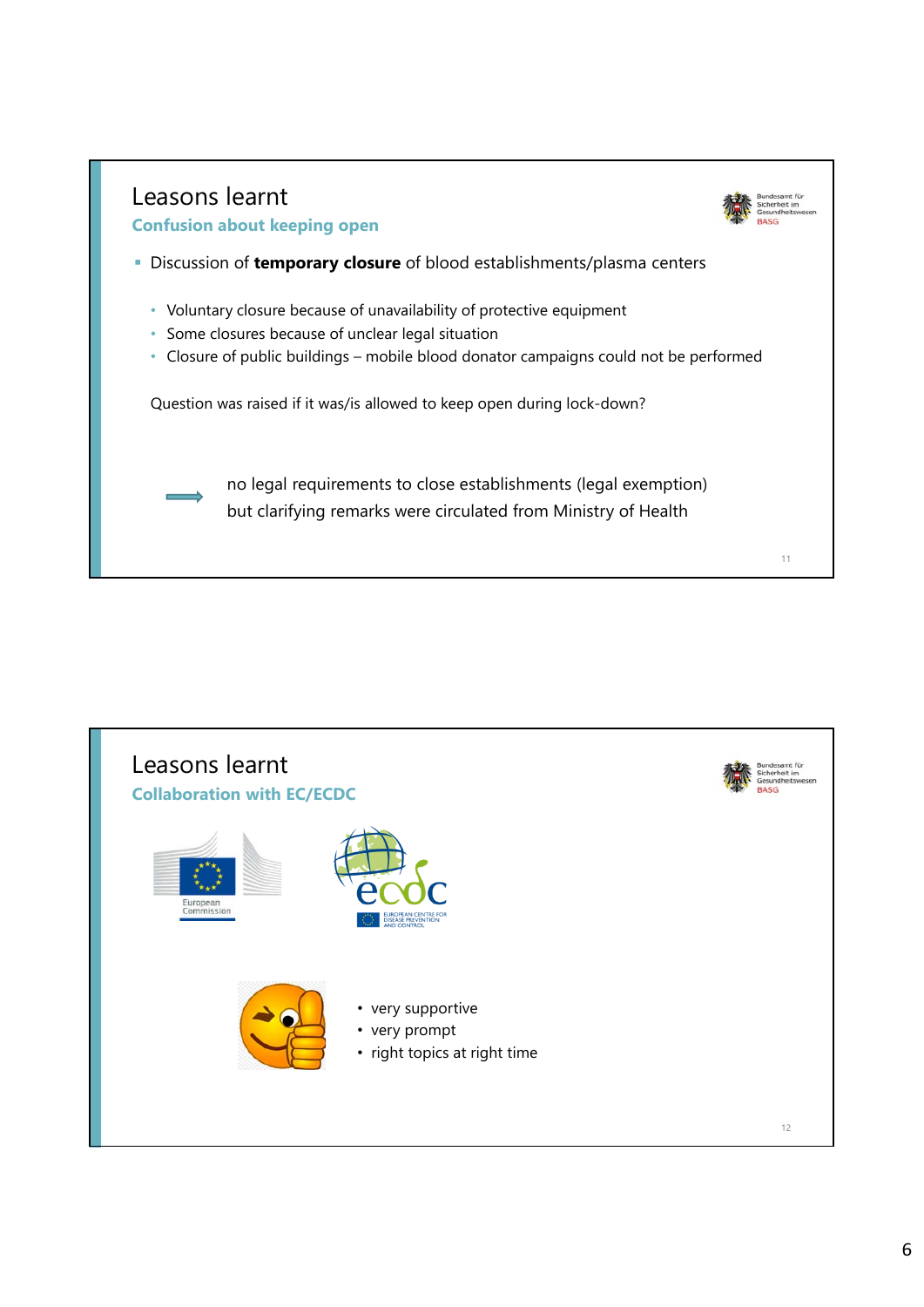## Leasons learnt

### Confusion about keeping open

- Discussion of **temporary closure** of blood establishments/plasma centers

  - Voluntary closure because of unavailability of protective equipment
  - Some closures because of unclear legal situation
  - Closure of public buildings – mobile blood donator campaigns could not be performed

Question was raised if it was/is allowed to keep open during lock-down?

→ no legal requirements to close establishments (legal exemption)
but clarifying remarks were circulated from Ministry of Health

## Leasons learnt

### Collaboration with EC/ECDC

- very supportive
- very prompt
- right topics at right time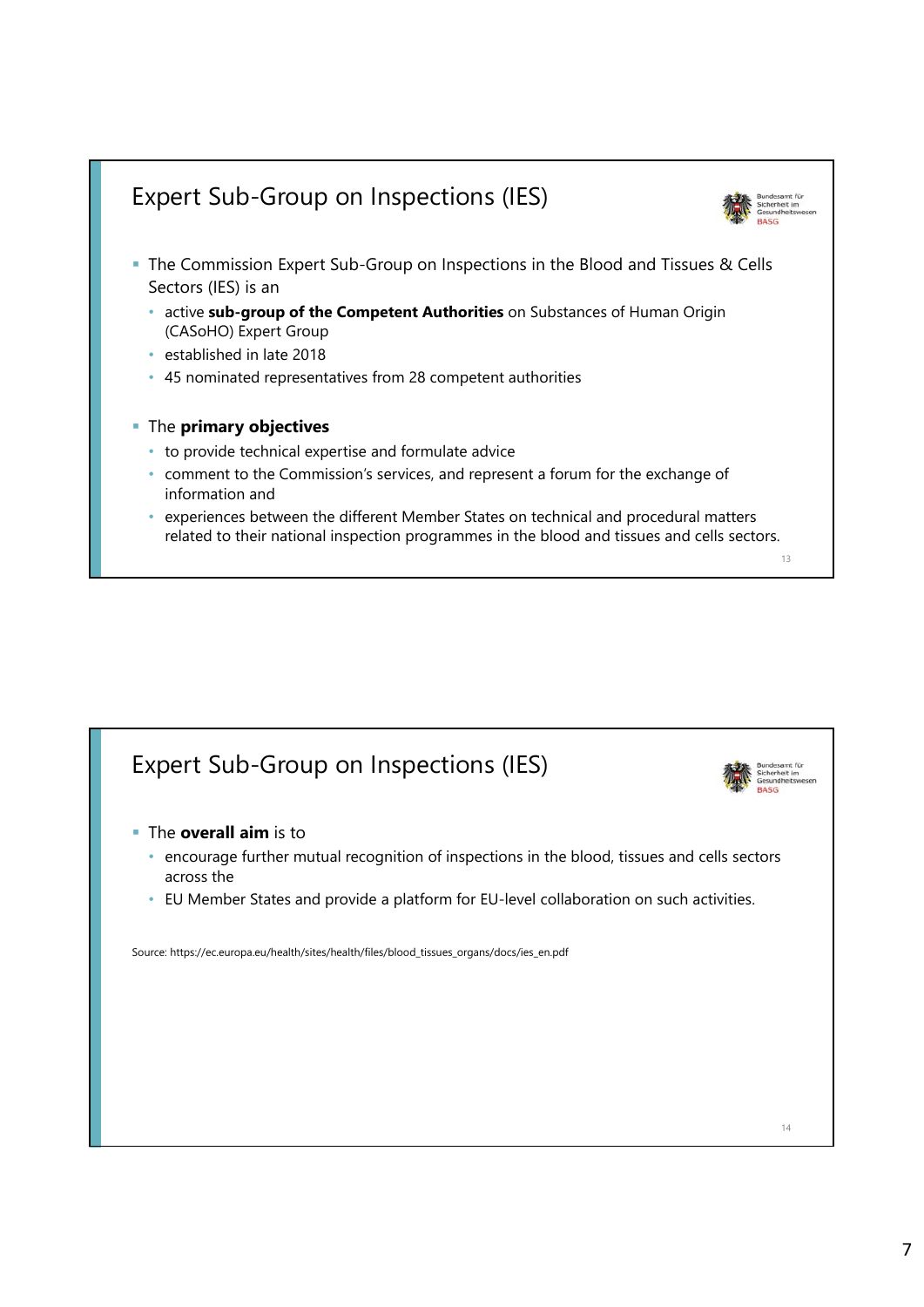## Expert Sub-Group on Inspections (IES)

- The Commission Expert Sub-Group on Inspections in the Blood and Tissues & Cells Sectors (IES) is an
  - active **sub-group of the Competent Authorities** on Substances of Human Origin (CASoHO) Expert Group
  - established in late 2018
  - 45 nominated representatives from 28 competent authorities
- The **primary objectives**
  - to provide technical expertise and formulate advice
  - comment to the Commission's services, and represent a forum for the exchange of information and
  - experiences between the different Member States on technical and procedural matters related to their national inspection programmes in the blood and tissues and cells sectors.

## Expert Sub-Group on Inspections (IES)

- The **overall aim** is to
  - encourage further mutual recognition of inspections in the blood, tissues and cells sectors across the
  - EU Member States and provide a platform for EU-level collaboration on such activities.

Source: https://ec.europa.eu/health/sites/health/files/blood_tissues_organs/docs/ies_en.pdf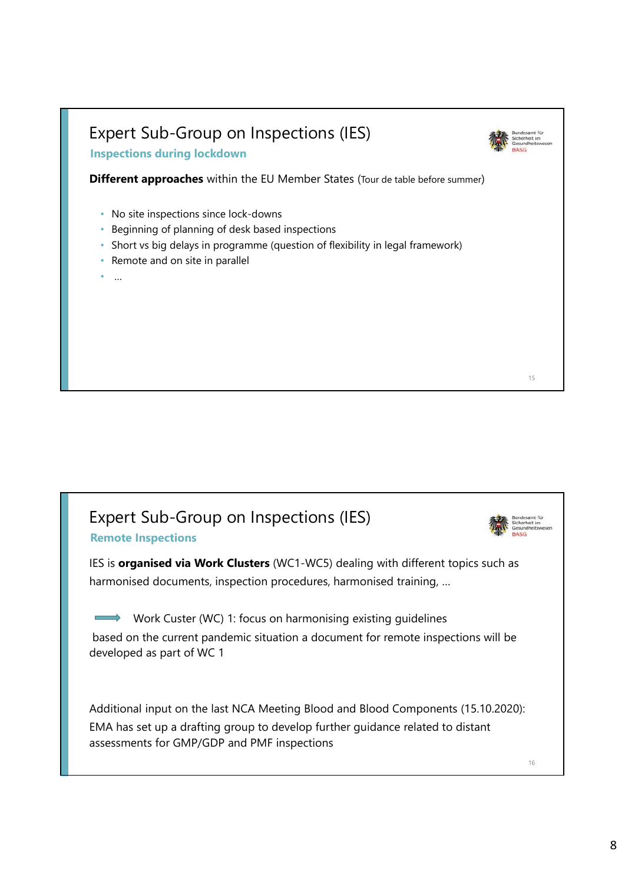## Expert Sub-Group on Inspections (IES)

### Inspections during lockdown

**Different approaches** within the EU Member States (Tour de table before summer)

- No site inspections since lock-downs
- Beginning of planning of desk based inspections
- Short vs big delays in programme (question of flexibility in legal framework)
- Remote and on site in parallel
- ...

## Expert Sub-Group on Inspections (IES)

### Remote Inspections

IES is **organised via Work Clusters** (WC1-WC5) dealing with different topics such as harmonised documents, inspection procedures, harmonised training, ...

→ Work Custer (WC) 1: focus on harmonising existing guidelines

based on the current pandemic situation a document for remote inspections will be developed as part of WC 1

Additional input on the last NCA Meeting Blood and Blood Components (15.10.2020): EMA has set up a drafting group to develop further guidance related to distant assessments for GMP/GDP and PMF inspections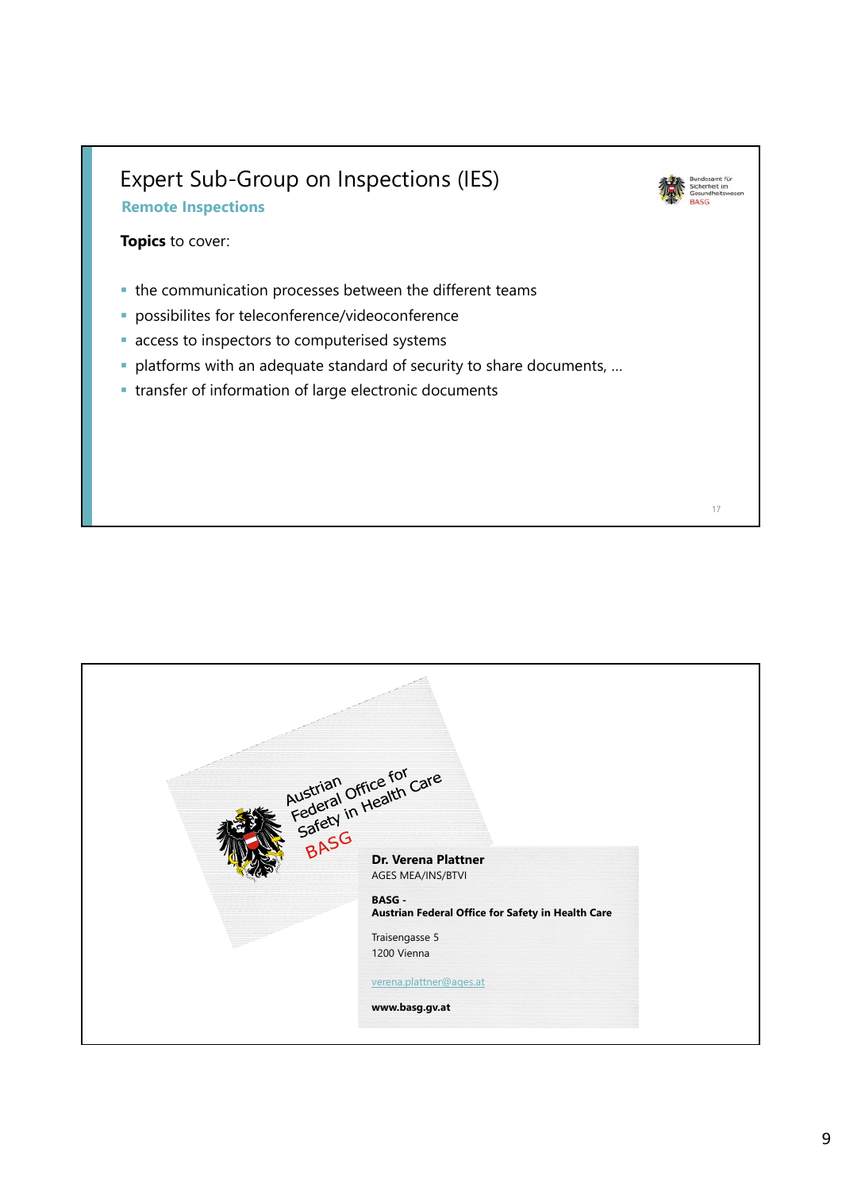# Expert Sub-Group on Inspections (IES)

## Remote Inspections

**Topics** to cover:

- the communication processes between the different teams
- possibilites for teleconference/videoconference
- access to inspectors to computerised systems
- platforms with an adequate standard of security to share documents, …
- transfer of information of large electronic documents

---

Austrian Federal Office for Safety in Health Care

BASG

**Dr. Verena Plattner**
AGES MEA/INS/BTVI

**BASG -**
**Austrian Federal Office for Safety in Health Care**

Traisengasse 5
1200 Vienna

verena.plattner@ages.at

**www.basg.gv.at**